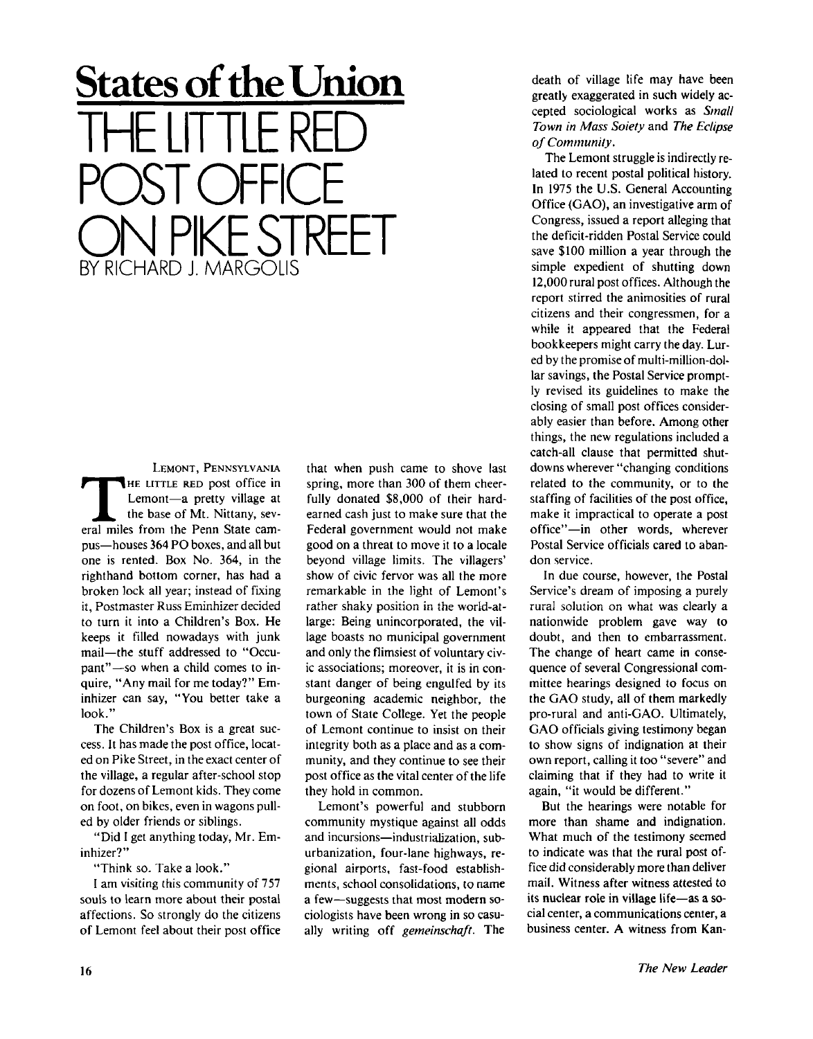# States of the Union

# THE LITTLE RED POST OFFICE ON PIKE STREET

BY RICHARD J. MARGOLIS

LEMONT, PENNSYLVANIA

THE LITTLE RED post office in Lemont—a pretty village at the base of Mt. Nittany, several miles from the Penn State campus—houses 364 PO boxes, and all but one is rented. Box No. 364, in the righthand bottom corner, has had a broken lock all year; instead of fixing it, Postmaster Russ Eminhizer decided to turn it into a Children's Box. He keeps it filled nowadays with junk mail—the stuff addressed to "Occupant"—so when a child comes to inquire, "Any mail for me today?" Eminhizer can say, "You better take a look."

The Children's Box is a great success. It has made the post office, located on Pike Street, in the exact center of the village, a regular after-school stop for dozens of Lemont kids. They come on foot, on bikes, even in wagons pulled by older friends or siblings.

"Did I get anything today, Mr. Eminhizer?"

"Think so. Take a look."

I am visiting this community of 757 souls to learn more about their postal affections. So strongly do the citizens of Lemont feel about their post office that when push came to shove last spring, more than 300 of them cheerfully donated $8,000 of their hard-earned cash just to make sure that the Federal government would not make good on a threat to move it to a locale beyond village limits. The villagers' show of civic fervor was all the more remarkable in the light of Lemont's rather shaky position in the world-at-large: Being unincorporated, the village boasts no municipal government and only the flimsiest of voluntary civic associations; moreover, it is in constant danger of being engulfed by its burgeoning academic neighbor, the town of State College. Yet the people of Lemont continue to insist on their integrity both as a place and as a community, and they continue to see their post office as the vital center of the life they hold in common.

Lemont's powerful and stubborn community mystique against all odds and incursions—industrialization, suburbanization, four-lane highways, regional airports, fast-food establishments, school consolidations, to name a few—suggests that most modern sociologists have been wrong in so casually writing off *gemeinschaft*. The death of village life may have been greatly exaggerated in such widely accepted sociological works as *Small Town in Mass Soiety* and *The Eclipse of Community*.

The Lemont struggle is indirectly related to recent postal political history. In 1975 the U.S. General Accounting Office (GAO), an investigative arm of Congress, issued a report alleging that the deficit-ridden Postal Service could save $100 million a year through the simple expedient of shutting down 12,000 rural post offices. Although the report stirred the animosities of rural citizens and their congressmen, for a while it appeared that the Federal bookkeepers might carry the day. Lured by the promise of multi-million-dollar savings, the Postal Service promptly revised its guidelines to make the closing of small post offices considerably easier than before. Among other things, the new regulations included a catch-all clause that permitted shutdowns wherever "changing conditions related to the community, or to the staffing of facilities of the post office, make it impractical to operate a post office"—in other words, wherever Postal Service officials cared to abandon service.

In due course, however, the Postal Service's dream of imposing a purely rural solution on what was clearly a nationwide problem gave way to doubt, and then to embarrassment. The change of heart came in consequence of several Congressional committee hearings designed to focus on the GAO study, all of them markedly pro-rural and anti-GAO. Ultimately, GAO officials giving testimony began to show signs of indignation at their own report, calling it too "severe" and claiming that if they had to write it again, "it would be different."

But the hearings were notable for more than shame and indignation. What much of the testimony seemed to indicate was that the rural post office did considerably more than deliver mail. Witness after witness attested to its nuclear role in village life—as a social center, a communications center, a business center. A witness from Kan-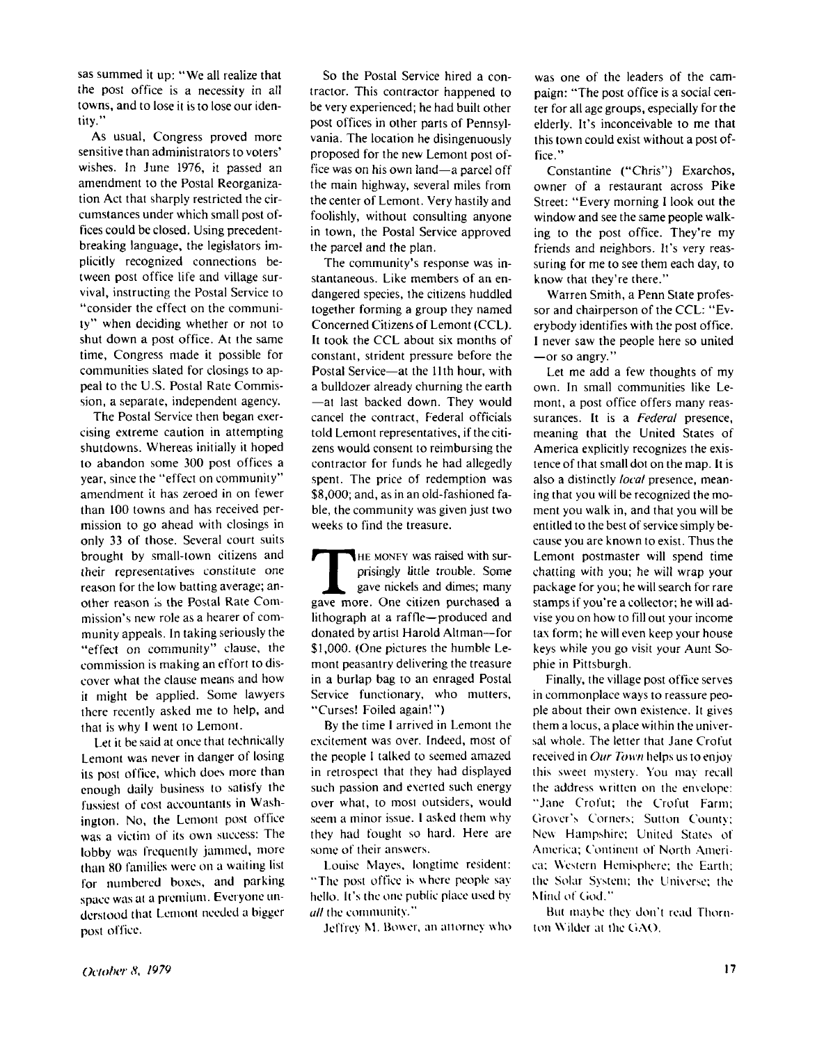sas summed it up: "We all realize that the post office is a necessity in all towns, and to lose it is to lose our identity."

As usual, Congress proved more sensitive than administrators to voters' wishes. In June 1976, it passed an amendment to the Postal Reorganization Act that sharply restricted the circumstances under which small post offices could be closed. Using precedent-breaking language, the legislators implicitly recognized connections between post office life and village survival, instructing the Postal Service to "consider the effect on the community" when deciding whether or not to shut down a post office. At the same time, Congress made it possible for communities slated for closings to appeal to the U.S. Postal Rate Commission, a separate, independent agency.

The Postal Service then began exercising extreme caution in attempting shutdowns. Whereas initially it hoped to abandon some 300 post offices a year, since the "effect on community" amendment it has zeroed in on fewer than 100 towns and has received permission to go ahead with closings in only 33 of those. Several court suits brought by small-town citizens and their representatives constitute one reason for the low batting average; another reason is the Postal Rate Commission's new role as a hearer of community appeals. In taking seriously the "effect on community" clause, the commission is making an effort to discover what the clause means and how it might be applied. Some lawyers there recently asked me to help, and that is why I went to Lemont.

Let it be said at once that technically Lemont was never in danger of losing its post office, which does more than enough daily business to satisfy the fussiest of cost accountants in Washington. No, the Lemont post office was a victim of its own success: The lobby was frequently jammed, more than 80 families were on a waiting list for numbered boxes, and parking space was at a premium. Everyone understood that Lemont needed a bigger post office.

So the Postal Service hired a contractor. This contractor happened to be very experienced; he had built other post offices in other parts of Pennsylvania. The location he disingenuously proposed for the new Lemont post office was on his own land—a parcel off the main highway, several miles from the center of Lemont. Very hastily and foolishly, without consulting anyone in town, the Postal Service approved the parcel and the plan.

The community's response was instantaneous. Like members of an endangered species, the citizens huddled together forming a group they named Concerned Citizens of Lemont (CCL). It took the CCL about six months of constant, strident pressure before the Postal Service—at the 11th hour, with a bulldozer already churning the earth—at last backed down. They would cancel the contract, Federal officials told Lemont representatives, if the citizens would consent to reimbursing the contractor for funds he had allegedly spent. The price of redemption was $8,000; and, as in an old-fashioned fable, the community was given just two weeks to find the treasure.

The money was raised with surprisingly little trouble. Some gave nickels and dimes; many gave more. One citizen purchased a lithograph at a raffle—produced and donated by artist Harold Altman—for $1,000. (One pictures the humble Lemont peasantry delivering the treasure in a burlap bag to an enraged Postal Service functionary, who mutters, "Curses! Foiled again!")

By the time I arrived in Lemont the excitement was over. Indeed, most of the people I talked to seemed amazed in retrospect that they had displayed such passion and exerted such energy over what, to most outsiders, would seem a minor issue. I asked them why they had fought so hard. Here are some of their answers.

Louise Mayes, longtime resident: "The post office is where people say hello. It's the one public place used by *all* the community."

Jeffrey M. Bower, an attorney who was one of the leaders of the campaign: "The post office is a social center for all age groups, especially for the elderly. It's inconceivable to me that this town could exist without a post office."

Constantine ("Chris") Exarchos, owner of a restaurant across Pike Street: "Every morning I look out the window and see the same people walking to the post office. They're my friends and neighbors. It's very reassuring for me to see them each day, to know that they're there."

Warren Smith, a Penn State professor and chairperson of the CCL: "Everybody identifies with the post office. I never saw the people here so united—or so angry."

Let me add a few thoughts of my own. In small communities like Lemont, a post office offers many reassurances. It is a *Federal* presence, meaning that the United States of America explicitly recognizes the existence of that small dot on the map. It is also a distinctly *local* presence, meaning that you will be recognized the moment you walk in, and that you will be entitled to the best of service simply because you are known to exist. Thus the Lemont postmaster will spend time chatting with you; he will wrap your package for you; he will search for rare stamps if you're a collector; he will advise you on how to fill out your income tax form; he will even keep your house keys while you go visit your Aunt Sophie in Pittsburgh.

Finally, the village post office serves in commonplace ways to reassure people about their own existence. It gives them a locus, a place within the universal whole. The letter that Jane Crofut received in *Our Town* helps us to enjoy this sweet mystery. You may recall the address written on the envelope: "Jane Crofut; the Crofut Farm; Grover's Corners; Sutton County; New Hampshire; United States of America; Continent of North America; Western Hemisphere; the Earth; the Solar System; the Universe; the Mind of God."

But maybe they don't read Thornton Wilder at the GAO.